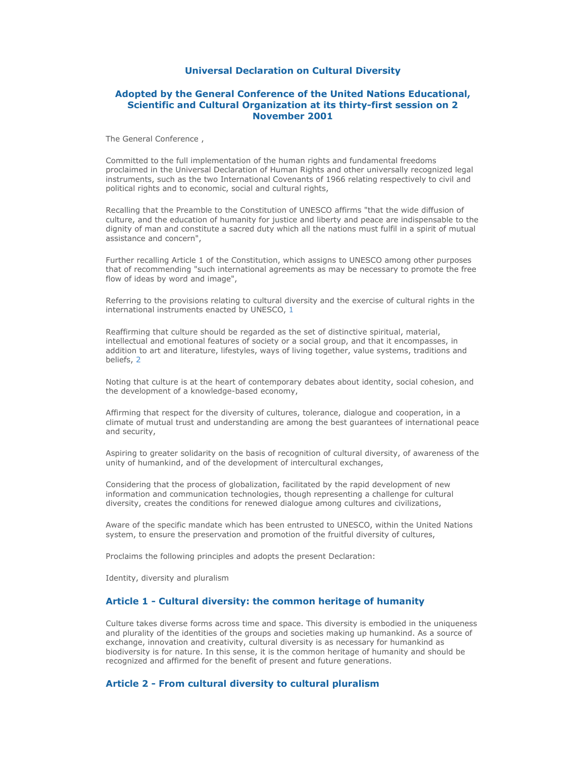# Universal Declaration on Cultural Diversity

## Adopted by the General Conference of the United Nations Educational, Scientific and Cultural Organization at its thirty-first session on 2 November 2001

The General Conference ,

Committed to the full implementation of the human rights and fundamental freedoms proclaimed in the Universal Declaration of Human Rights and other universally recognized legal instruments, such as the two International Covenants of 1966 relating respectively to civil and political rights and to economic, social and cultural rights,

Recalling that the Preamble to the Constitution of UNESCO affirms "that the wide diffusion of culture, and the education of humanity for justice and liberty and peace are indispensable to the dignity of man and constitute a sacred duty which all the nations must fulfil in a spirit of mutual assistance and concern",

Further recalling Article 1 of the Constitution, which assigns to UNESCO among other purposes that of recommending "such international agreements as may be necessary to promote the free flow of ideas by word and image",

Referring to the provisions relating to cultural diversity and the exercise of cultural rights in the international instruments enacted by UNESCO, [1]

Reaffirming that culture should be regarded as the set of distinctive spiritual, material, intellectual and emotional features of society or a social group, and that it encompasses, in addition to art and literature, lifestyles, ways of living together, value systems, traditions and beliefs, [2]

Noting that culture is at the heart of contemporary debates about identity, social cohesion, and the development of a knowledge-based economy,

Affirming that respect for the diversity of cultures, tolerance, dialogue and cooperation, in a climate of mutual trust and understanding are among the best guarantees of international peace and security,

Aspiring to greater solidarity on the basis of recognition of cultural diversity, of awareness of the unity of humankind, and of the development of intercultural exchanges,

Considering that the process of globalization, facilitated by the rapid development of new information and communication technologies, though representing a challenge for cultural diversity, creates the conditions for renewed dialogue among cultures and civilizations,

Aware of the specific mandate which has been entrusted to UNESCO, within the United Nations system, to ensure the preservation and promotion of the fruitful diversity of cultures,

Proclaims the following principles and adopts the present Declaration:

Identity, diversity and pluralism

### Article 1 - Cultural diversity: the common heritage of humanity

Culture takes diverse forms across time and space. This diversity is embodied in the uniqueness and plurality of the identities of the groups and societies making up humankind. As a source of exchange, innovation and creativity, cultural diversity is as necessary for humankind as biodiversity is for nature. In this sense, it is the common heritage of humanity and should be recognized and affirmed for the benefit of present and future generations.

### Article 2 - From cultural diversity to cultural pluralism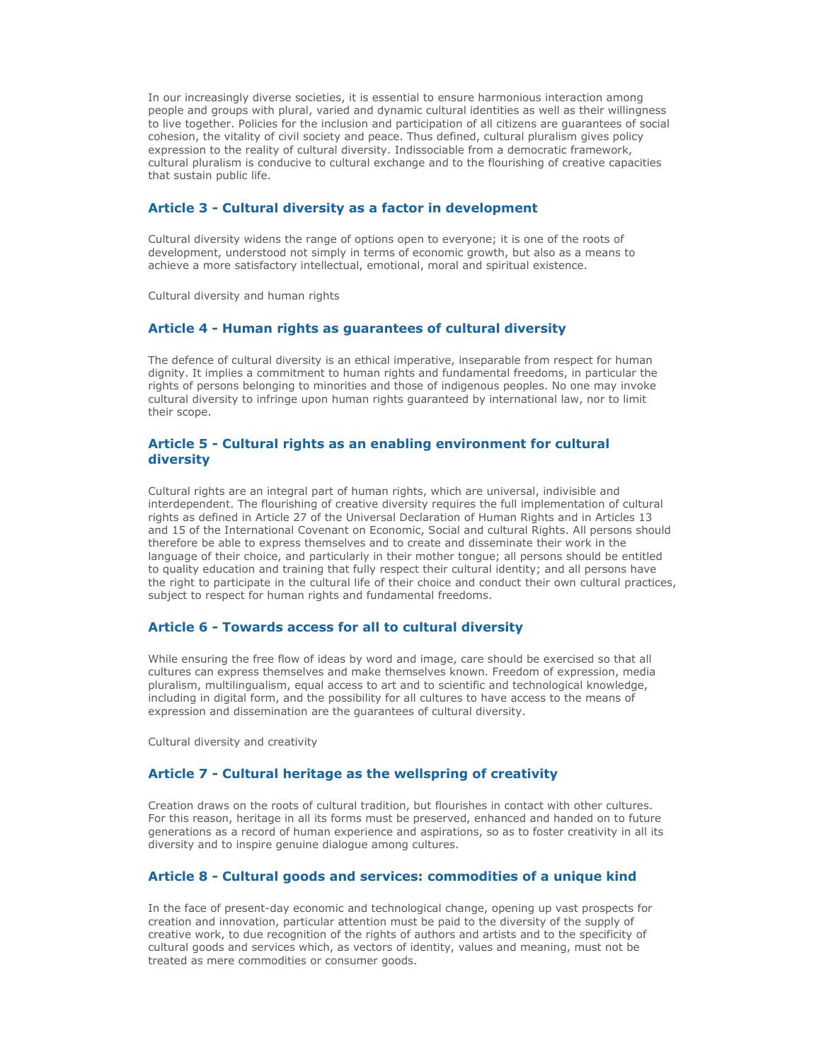In our increasingly diverse societies, it is essential to ensure harmonious interaction among people and groups with plural, varied and dynamic cultural identities as well as their willingness to live together. Policies for the inclusion and participation of all citizens are guarantees of social cohesion, the vitality of civil society and peace. Thus defined, cultural pluralism gives policy expression to the reality of cultural diversity. Indissociable from a democratic framework, cultural pluralism is conducive to cultural exchange and to the flourishing of creative capacities that sustain public life.

### Article 3 - Cultural diversity as a factor in development

Cultural diversity widens the range of options open to everyone; it is one of the roots of development, understood not simply in terms of economic growth, but also as a means to achieve a more satisfactory intellectual, emotional, moral and spiritual existence.

Cultural diversity and human rights

### Article 4 - Human rights as guarantees of cultural diversity

The defence of cultural diversity is an ethical imperative, inseparable from respect for human dignity. It implies a commitment to human rights and fundamental freedoms, in particular the rights of persons belonging to minorities and those of indigenous peoples. No one may invoke cultural diversity to infringe upon human rights guaranteed by international law, nor to limit their scope.

### Article 5 - Cultural rights as an enabling environment for cultural diversity

Cultural rights are an integral part of human rights, which are universal, indivisible and interdependent. The flourishing of creative diversity requires the full implementation of cultural rights as defined in Article 27 of the Universal Declaration of Human Rights and in Articles 13 and 15 of the International Covenant on Economic, Social and cultural Rights. All persons should therefore be able to express themselves and to create and disseminate their work in the language of their choice, and particularly in their mother tongue; all persons should be entitled to quality education and training that fully respect their cultural identity; and all persons have the right to participate in the cultural life of their choice and conduct their own cultural practices, subject to respect for human rights and fundamental freedoms.

### Article 6 - Towards access for all to cultural diversity

While ensuring the free flow of ideas by word and image, care should be exercised so that all cultures can express themselves and make themselves known. Freedom of expression, media pluralism, multilingualism, equal access to art and to scientific and technological knowledge, including in digital form, and the possibility for all cultures to have access to the means of expression and dissemination are the guarantees of cultural diversity.

Cultural diversity and creativity

### Article 7 - Cultural heritage as the wellspring of creativity

Creation draws on the roots of cultural tradition, but flourishes in contact with other cultures. For this reason, heritage in all its forms must be preserved, enhanced and handed on to future generations as a record of human experience and aspirations, so as to foster creativity in all its diversity and to inspire genuine dialogue among cultures.

### Article 8 - Cultural goods and services: commodities of a unique kind

In the face of present-day economic and technological change, opening up vast prospects for creation and innovation, particular attention must be paid to the diversity of the supply of creative work, to due recognition of the rights of authors and artists and to the specificity of cultural goods and services which, as vectors of identity, values and meaning, must not be treated as mere commodities or consumer goods.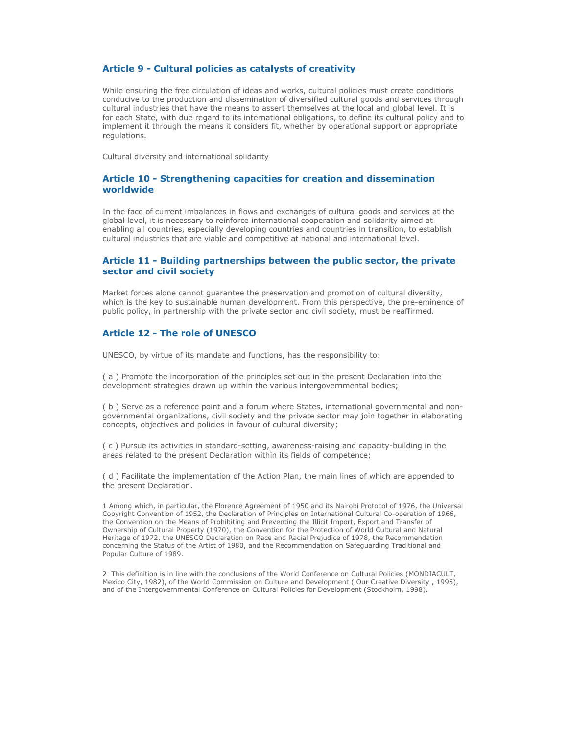### Article 9 - Cultural policies as catalysts of creativity

While ensuring the free circulation of ideas and works, cultural policies must create conditions conducive to the production and dissemination of diversified cultural goods and services through cultural industries that have the means to assert themselves at the local and global level. It is for each State, with due regard to its international obligations, to define its cultural policy and to implement it through the means it considers fit, whether by operational support or appropriate regulations.

Cultural diversity and international solidarity

### Article 10 - Strengthening capacities for creation and dissemination worldwide

In the face of current imbalances in flows and exchanges of cultural goods and services at the global level, it is necessary to reinforce international cooperation and solidarity aimed at enabling all countries, especially developing countries and countries in transition, to establish cultural industries that are viable and competitive at national and international level.

### Article 11 - Building partnerships between the public sector, the private sector and civil society

Market forces alone cannot guarantee the preservation and promotion of cultural diversity, which is the key to sustainable human development. From this perspective, the pre-eminence of public policy, in partnership with the private sector and civil society, must be reaffirmed.

### Article 12 - The role of UNESCO

UNESCO, by virtue of its mandate and functions, has the responsibility to:

( a ) Promote the incorporation of the principles set out in the present Declaration into the development strategies drawn up within the various intergovernmental bodies;

( b ) Serve as a reference point and a forum where States, international governmental and non-governmental organizations, civil society and the private sector may join together in elaborating concepts, objectives and policies in favour of cultural diversity;

( c ) Pursue its activities in standard-setting, awareness-raising and capacity-building in the areas related to the present Declaration within its fields of competence;

( d ) Facilitate the implementation of the Action Plan, the main lines of which are appended to the present Declaration.

1 Among which, in particular, the Florence Agreement of 1950 and its Nairobi Protocol of 1976, the Universal Copyright Convention of 1952, the Declaration of Principles on International Cultural Co-operation of 1966, the Convention on the Means of Prohibiting and Preventing the Illicit Import, Export and Transfer of Ownership of Cultural Property (1970), the Convention for the Protection of World Cultural and Natural Heritage of 1972, the UNESCO Declaration on Race and Racial Prejudice of 1978, the Recommendation concerning the Status of the Artist of 1980, and the Recommendation on Safeguarding Traditional and Popular Culture of 1989.

2 This definition is in line with the conclusions of the World Conference on Cultural Policies (MONDIACULT, Mexico City, 1982), of the World Commission on Culture and Development ( Our Creative Diversity , 1995), and of the Intergovernmental Conference on Cultural Policies for Development (Stockholm, 1998).